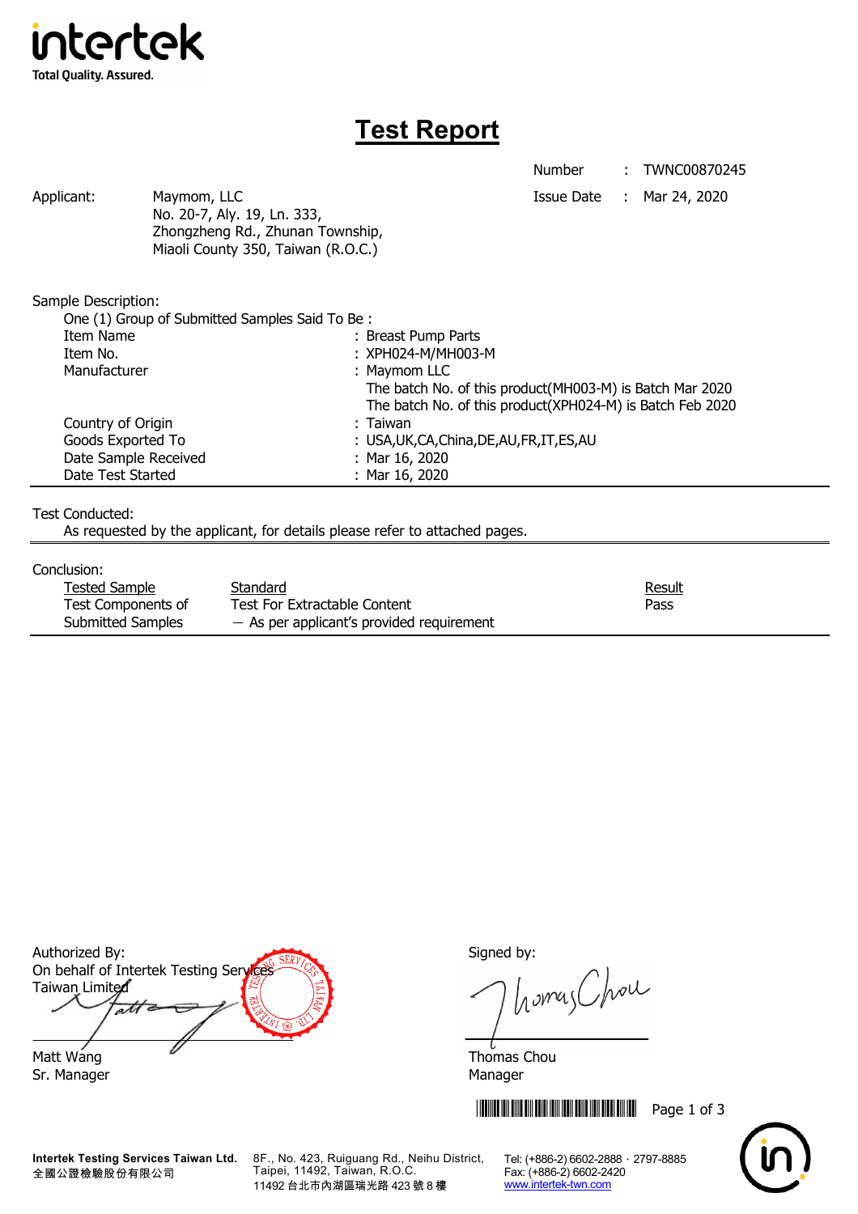intertek
Total Quality. Assured.

# Test Report

| | | |
|---|---|---|
| Number | : | TWNC00870245 |
| Issue Date | : | Mar 24, 2020 |

Applicant: Maymom, LLC
No. 20-7, Aly. 19, Ln. 333,
Zhongzheng Rd., Zhunan Township,
Miaoli County 350, Taiwan (R.O.C.)

Sample Description:

One (1) Group of Submitted Samples Said To Be :

| | |
|---|---|
| Item Name | : Breast Pump Parts |
| Item No. | : XPH024-M/MH003-M |
| Manufacturer | : Maymom LLC<br>The batch No. of this product(MH003-M) is Batch Mar 2020<br>The batch No. of this product(XPH024-M) is Batch Feb 2020 |
| Country of Origin | : Taiwan |
| Goods Exported To | : USA,UK,CA,China,DE,AU,FR,IT,ES,AU |
| Date Sample Received | : Mar 16, 2020 |
| Date Test Started | : Mar 16, 2020 |

Test Conducted:

As requested by the applicant, for details please refer to attached pages.

Conclusion:

| Tested Sample | Standard | Result |
|---|---|---|
| Test Components of Submitted Samples | Test For Extractable Content<br>– As per applicant's provided requirement | Pass |

Authorized By:
On behalf of Intertek Testing Services Taiwan Limited

Matt Wang
Sr. Manager

Signed by:

Thomas Chou
Manager

**Intertek Testing Services Taiwan Ltd.**
全國公證檢驗股份有限公司
8F., No. 423, Ruiguang Rd., Neihu District, Taipei, 11492, Taiwan, R.O.C.
11492 台北市內湖區瑞光路 423 號 8 樓
Tel: (+886-2) 6602-2888 · 2797-8885
Fax: (+886-2) 6602-2420
www.intertek-twn.com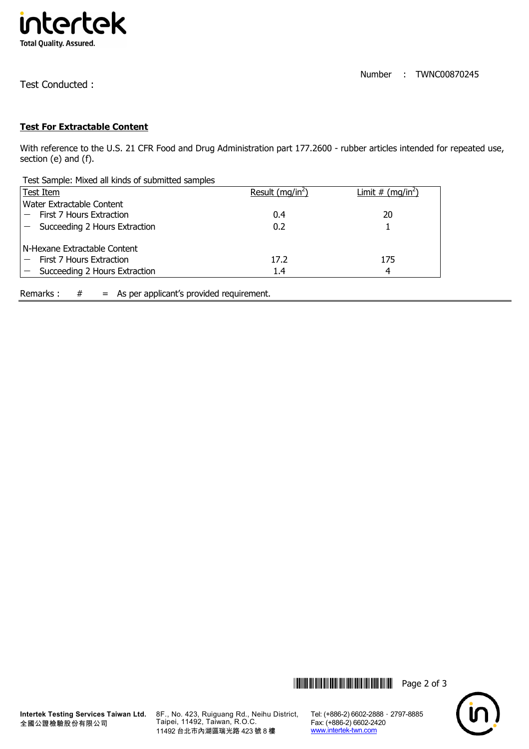Number : TWNC00870245

Test Conducted :

## Test For Extractable Content

With reference to the U.S. 21 CFR Food and Drug Administration part 177.2600 - rubber articles intended for repeated use, section (e) and (f).

Test Sample: Mixed all kinds of submitted samples

| Test Item | Result (mg/in$^2$) | Limit # (mg/in$^2$) |
|---|---|---|
| Water Extractable Content | | |
| — First 7 Hours Extraction | 0.4 | 20 |
| — Succeeding 2 Hours Extraction | 0.2 | 1 |
| N-Hexane Extractable Content | | |
| — First 7 Hours Extraction | 17.2 | 175 |
| — Succeeding 2 Hours Extraction | 1.4 | 4 |

Remarks : # = As per applicant's provided requirement.

Intertek Testing Services Taiwan Ltd.
全國公證檢驗股份有限公司

8F., No. 423, Ruiguang Rd., Neihu District, Taipei, 11492, Taiwan, R.O.C.
11492 台北市內湖區瑞光路 423 號 8 樓

Tel: (+886-2) 6602-2888 · 2797-8885
Fax: (+886-2) 6602-2420
www.intertek-twn.com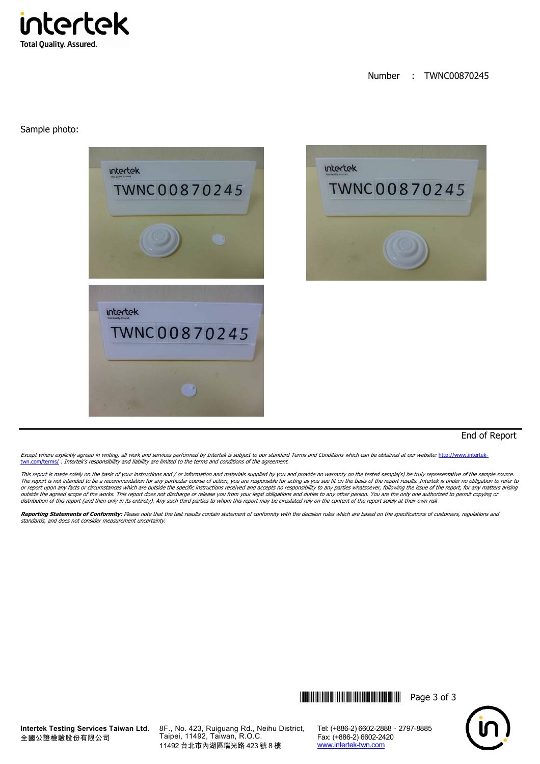Number : TWNC00870245

Sample photo:

End of Report

*Except where explicitly agreed in writing, all work and services performed by Intertek is subject to our standard Terms and Conditions which can be obtained at our website: http://www.intertek-twn.com/terms/ . Intertek's responsibility and liability are limited to the terms and conditions of the agreement.*

*This report is made solely on the basis of your instructions and / or information and materials supplied by you and provide no warranty on the tested sample(s) be truly representative of the sample source. The report is not intended to be a recommendation for any particular course of action, you are responsible for acting as you see fit on the basis of the report results. Intertek is under no obligation to refer to or report upon any facts or circumstances which are outside the specific instructions received and accepts no responsibility to any parties whatsoever, following the issue of the report, for any matters arising outside the agreed scope of the works. This report does not discharge or release you from your legal obligations and duties to any other person. You are the only one authorized to permit copying or distribution of this report (and then only in its entirety). Any such third parties to whom this report may be circulated rely on the content of the report solely at their own risk*

***Reporting Statements of Conformity:** Please note that the test results contain statement of conformity with the decision rules which are based on the specifications of customers, regulations and standards, and does not consider measurement uncertainty.*

**Intertek Testing Services Taiwan Ltd.**
全國公證檢驗股份有限公司

8F., No. 423, Ruiguang Rd., Neihu District, Taipei, 11492, Taiwan, R.O.C.
11492 台北市內湖區瑞光路 423 號 8 樓

Tel: (+886-2) 6602-2888 · 2797-8885
Fax: (+886-2) 6602-2420
www.intertek-twn.com